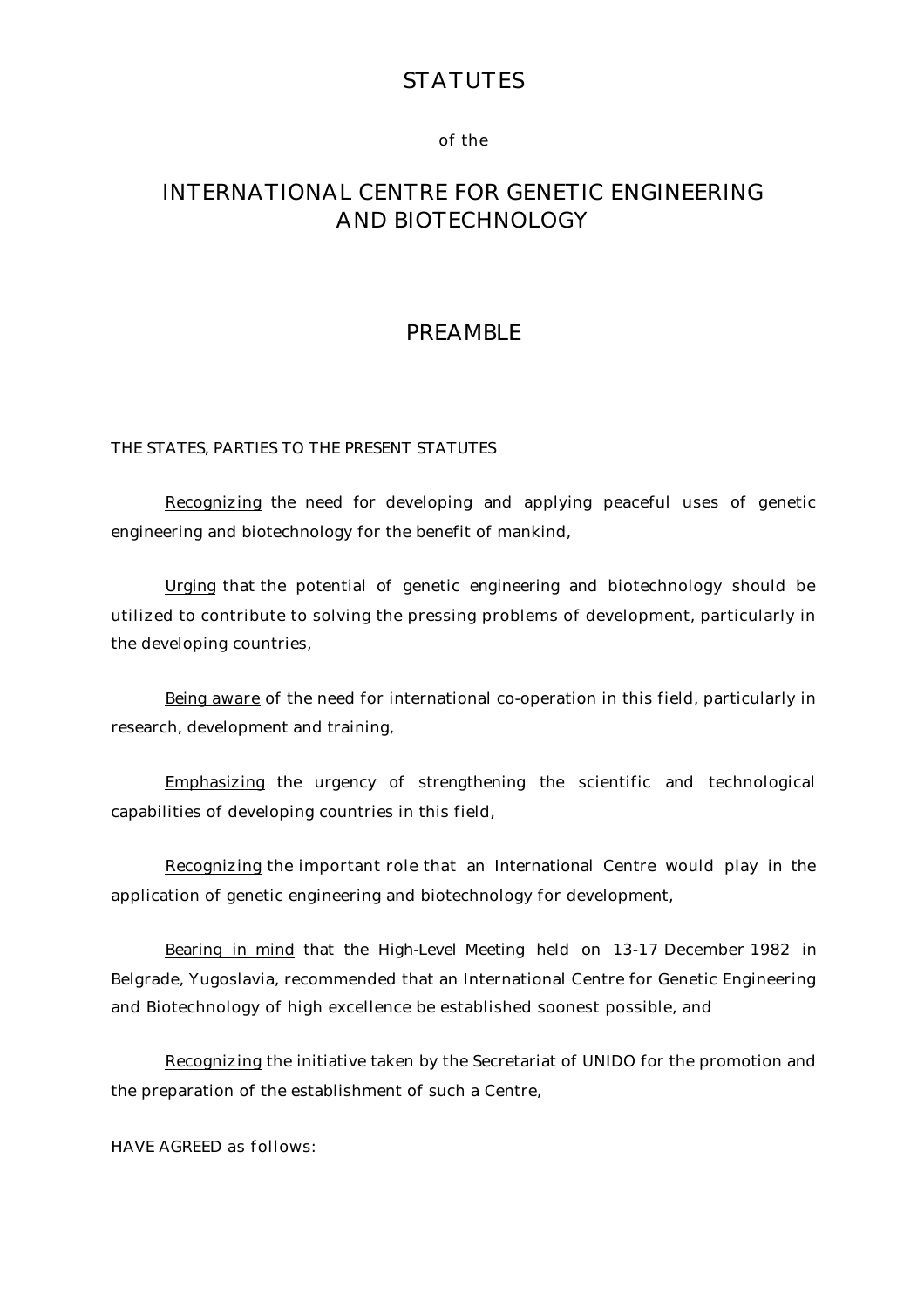# STATUTES

of the

# INTERNATIONAL CENTRE FOR GENETIC ENGINEERING AND BIOTECHNOLOGY

## PREAMBLE

THE STATES, PARTIES TO THE PRESENT STATUTES

*Recognizing* the need for developing and applying peaceful uses of genetic engineering and biotechnology for the benefit of mankind,

*Urging* that the potential of genetic engineering and biotechnology should be utilized to contribute to solving the pressing problems of development, particularly in the developing countries,

*Being aware* of the need for international co-operation in this field, particularly in research, development and training,

*Emphasizing* the urgency of strengthening the scientific and technological capabilities of developing countries in this field,

*Recognizing* the important role that an International Centre would play in the application of genetic engineering and biotechnology for development,

*Bearing in mind* that the High-Level Meeting held on 13-17 December 1982 in Belgrade, Yugoslavia, recommended that an International Centre for Genetic Engineering and Biotechnology of high excellence be established soonest possible, and

*Recognizing* the initiative taken by the Secretariat of UNIDO for the promotion and the preparation of the establishment of such a Centre,

HAVE AGREED as follows: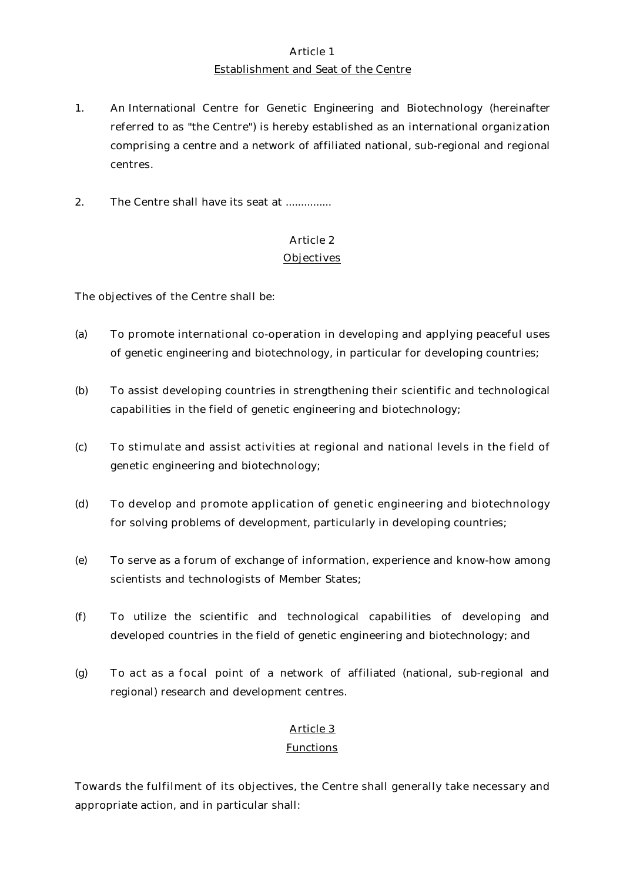## Article 1
## Establishment and Seat of the Centre

1. An International Centre for Genetic Engineering and Biotechnology (hereinafter referred to as "the Centre") is hereby established as an international organization comprising a centre and a network of affiliated national, sub-regional and regional centres.

2. The Centre shall have its seat at ...............

## Article 2
## Objectives

The objectives of the Centre shall be:

(a) To promote international co-operation in developing and applying peaceful uses of genetic engineering and biotechnology, in particular for developing countries;

(b) To assist developing countries in strengthening their scientific and technological capabilities in the field of genetic engineering and biotechnology;

(c) To stimulate and assist activities at regional and national levels in the field of genetic engineering and biotechnology;

(d) To develop and promote application of genetic engineering and biotechnology for solving problems of development, particularly in developing countries;

(e) To serve as a forum of exchange of information, experience and know-how among scientists and technologists of Member States;

(f) To utilize the scientific and technological capabilities of developing and developed countries in the field of genetic engineering and biotechnology; and

(g) To act as a focal point of a network of affiliated (national, sub-regional and regional) research and development centres.

## Article 3
## Functions

Towards the fulfilment of its objectives, the Centre shall generally take necessary and appropriate action, and in particular shall: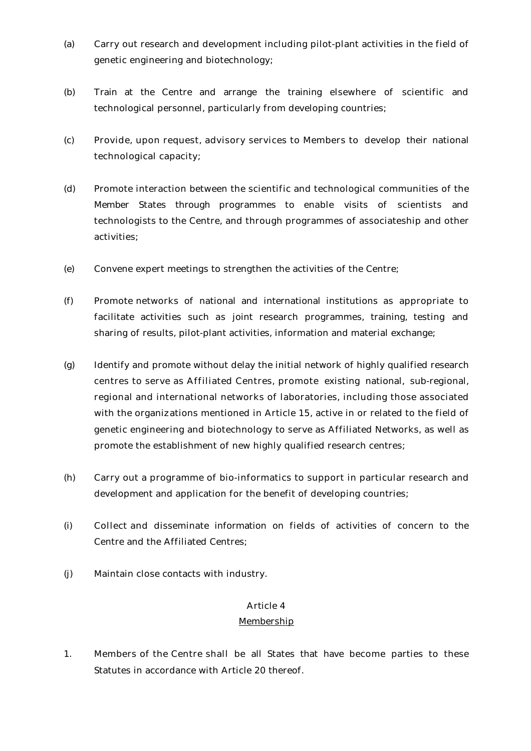(a) Carry out research and development including pilot-plant activities in the field of genetic engineering and biotechnology;

(b) Train at the Centre and arrange the training elsewhere of scientific and technological personnel, particularly from developing countries;

(c) Provide, upon request, advisory services to Members to develop their national technological capacity;

(d) Promote interaction between the scientific and technological communities of the Member States through programmes to enable visits of scientists and technologists to the Centre, and through programmes of associateship and other activities;

(e) Convene expert meetings to strengthen the activities of the Centre;

(f) Promote networks of national and international institutions as appropriate to facilitate activities such as joint research programmes, training, testing and sharing of results, pilot-plant activities, information and material exchange;

(g) Identify and promote without delay the initial network of highly qualified research centres to serve as Affiliated Centres, promote existing national, sub-regional, regional and international networks of laboratories, including those associated with the organizations mentioned in Article 15, active in or related to the field of genetic engineering and biotechnology to serve as Affiliated Networks, as well as promote the establishment of new highly qualified research centres;

(h) Carry out a programme of bio-informatics to support in particular research and development and application for the benefit of developing countries;

(i) Collect and disseminate information on fields of activities of concern to the Centre and the Affiliated Centres;

(j) Maintain close contacts with industry.

## Article 4
## Membership

1. Members of the Centre shall be all States that have become parties to these Statutes in accordance with Article 20 thereof.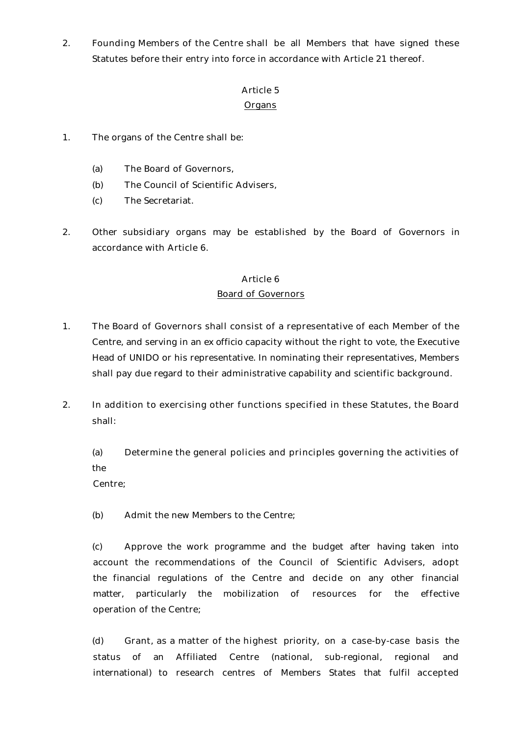2. Founding Members of the Centre shall be all Members that have signed these Statutes before their entry into force in accordance with Article 21 thereof.

### Article 5
### Organs

1. The organs of the Centre shall be:

   (a) The Board of Governors,
   (b) The Council of Scientific Advisers,
   (c) The Secretariat.

2. Other subsidiary organs may be established by the Board of Governors in accordance with Article 6.

### Article 6
### Board of Governors

1. The Board of Governors shall consist of a representative of each Member of the Centre, and serving in an ex officio capacity without the right to vote, the Executive Head of UNIDO or his representative. In nominating their representatives, Members shall pay due regard to their administrative capability and scientific background.

2. In addition to exercising other functions specified in these Statutes, the Board shall:

   (a) Determine the general policies and principles governing the activities of the Centre;

   (b) Admit the new Members to the Centre;

   (c) Approve the work programme and the budget after having taken into account the recommendations of the Council of Scientific Advisers, adopt the financial regulations of the Centre and decide on any other financial matter, particularly the mobilization of resources for the effective operation of the Centre;

   (d) Grant, as a matter of the highest priority, on a case-by-case basis the status of an Affiliated Centre (national, sub-regional, regional and international) to research centres of Members States that fulfil accepted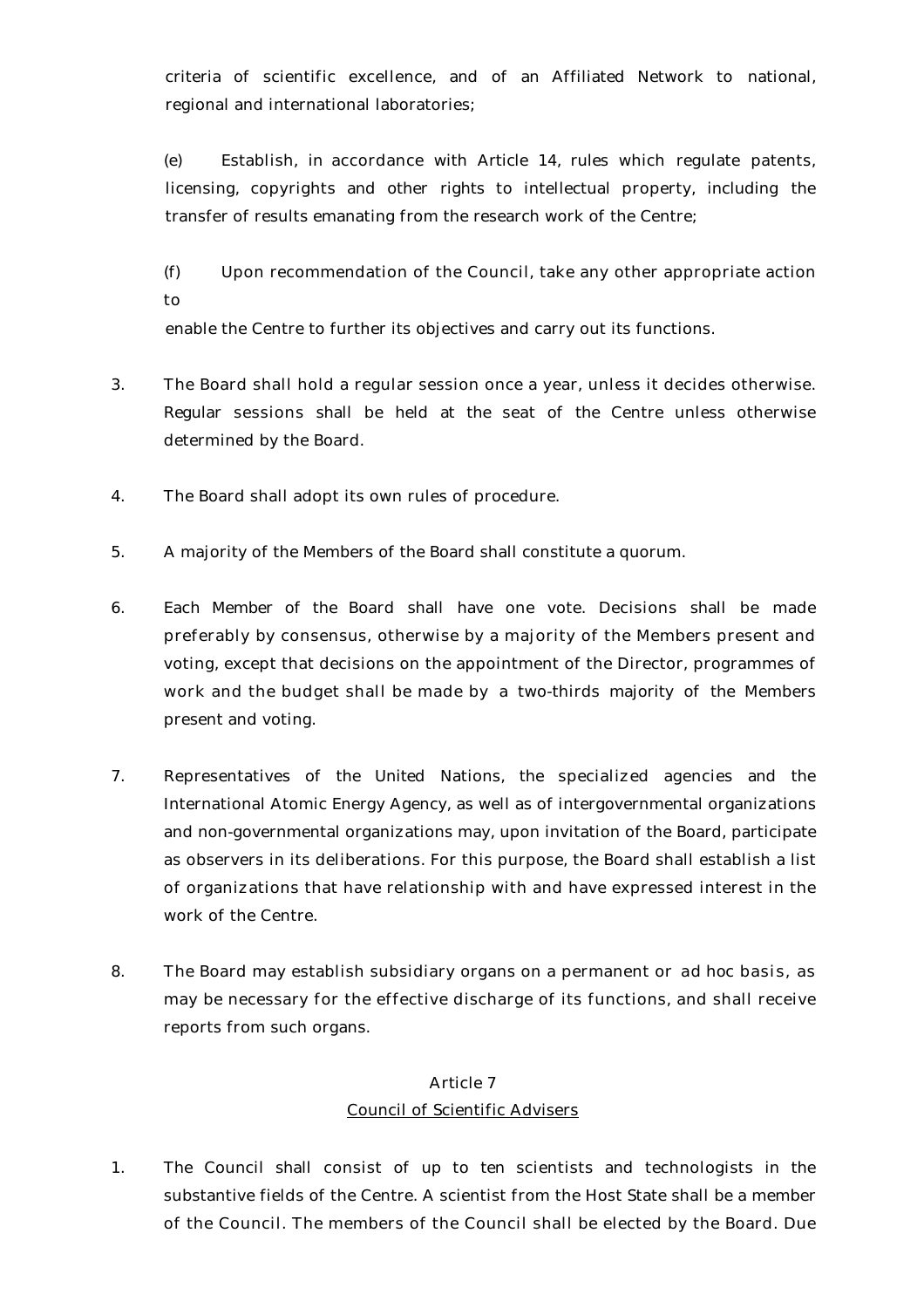criteria of scientific excellence, and of an Affiliated Network to national, regional and international laboratories;

(e) Establish, in accordance with Article 14, rules which regulate patents, licensing, copyrights and other rights to intellectual property, including the transfer of results emanating from the research work of the Centre;

(f) Upon recommendation of the Council, take any other appropriate action to enable the Centre to further its objectives and carry out its functions.

3. The Board shall hold a regular session once a year, unless it decides otherwise. Regular sessions shall be held at the seat of the Centre unless otherwise determined by the Board.

4. The Board shall adopt its own rules of procedure.

5. A majority of the Members of the Board shall constitute a quorum.

6. Each Member of the Board shall have one vote. Decisions shall be made preferably by consensus, otherwise by a majority of the Members present and voting, except that decisions on the appointment of the Director, programmes of work and the budget shall be made by a two-thirds majority of the Members present and voting.

7. Representatives of the United Nations, the specialized agencies and the International Atomic Energy Agency, as well as of intergovernmental organizations and non-governmental organizations may, upon invitation of the Board, participate as observers in its deliberations. For this purpose, the Board shall establish a list of organizations that have relationship with and have expressed interest in the work of the Centre.

8. The Board may establish subsidiary organs on a permanent or *ad hoc* basis, as may be necessary for the effective discharge of its functions, and shall receive reports from such organs.

## Article 7
## Council of Scientific Advisers

1. The Council shall consist of up to ten scientists and technologists in the substantive fields of the Centre. A scientist from the Host State shall be a member of the Council. The members of the Council shall be elected by the Board. Due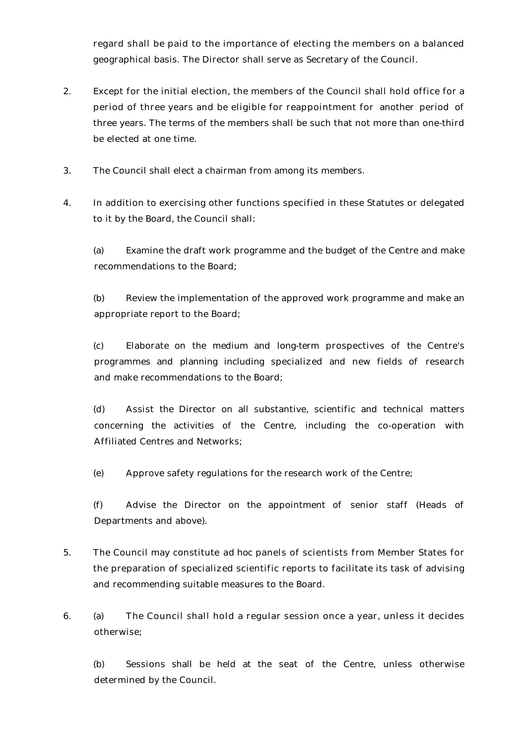regard shall be paid to the importance of electing the members on a balanced geographical basis. The Director shall serve as Secretary of the Council.

2. Except for the initial election, the members of the Council shall hold office for a period of three years and be eligible for reappointment for another period of three years. The terms of the members shall be such that not more than one-third be elected at one time.

3. The Council shall elect a chairman from among its members.

4. In addition to exercising other functions specified in these Statutes or delegated to it by the Board, the Council shall:

   (a) Examine the draft work programme and the budget of the Centre and make recommendations to the Board;

   (b) Review the implementation of the approved work programme and make an appropriate report to the Board;

   (c) Elaborate on the medium and long-term prospectives of the Centre's programmes and planning including specialized and new fields of research and make recommendations to the Board;

   (d) Assist the Director on all substantive, scientific and technical matters concerning the activities of the Centre, including the co-operation with Affiliated Centres and Networks;

   (e) Approve safety regulations for the research work of the Centre;

   (f) Advise the Director on the appointment of senior staff (Heads of Departments and above).

5. The Council may constitute ad hoc panels of scientists from Member States for the preparation of specialized scientific reports to facilitate its task of advising and recommending suitable measures to the Board.

6. (a) The Council shall hold a regular session once a year, unless it decides otherwise;

   (b) Sessions shall be held at the seat of the Centre, unless otherwise determined by the Council.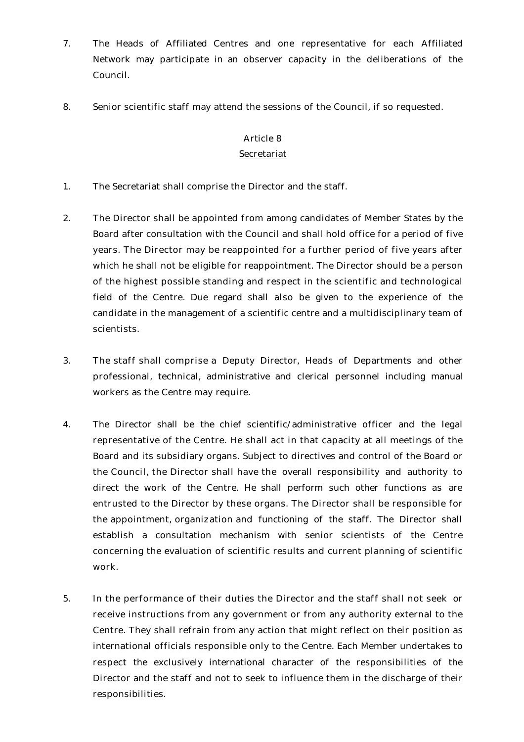7. The Heads of Affiliated Centres and one representative for each Affiliated Network may participate in an observer capacity in the deliberations of the Council.

8. Senior scientific staff may attend the sessions of the Council, if so requested.

## Article 8
## Secretariat

1. The Secretariat shall comprise the Director and the staff.

2. The Director shall be appointed from among candidates of Member States by the Board after consultation with the Council and shall hold office for a period of five years. The Director may be reappointed for a further period of five years after which he shall not be eligible for reappointment. The Director should be a person of the highest possible standing and respect in the scientific and technological field of the Centre. Due regard shall also be given to the experience of the candidate in the management of a scientific centre and a multidisciplinary team of scientists.

3. The staff shall comprise a Deputy Director, Heads of Departments and other professional, technical, administrative and clerical personnel including manual workers as the Centre may require.

4. The Director shall be the chief scientific/administrative officer and the legal representative of the Centre. He shall act in that capacity at all meetings of the Board and its subsidiary organs. Subject to directives and control of the Board or the Council, the Director shall have the overall responsibility and authority to direct the work of the Centre. He shall perform such other functions as are entrusted to the Director by these organs. The Director shall be responsible for the appointment, organization and functioning of the staff. The Director shall establish a consultation mechanism with senior scientists of the Centre concerning the evaluation of scientific results and current planning of scientific work.

5. In the performance of their duties the Director and the staff shall not seek or receive instructions from any government or from any authority external to the Centre. They shall refrain from any action that might reflect on their position as international officials responsible only to the Centre. Each Member undertakes to respect the exclusively international character of the responsibilities of the Director and the staff and not to seek to influence them in the discharge of their responsibilities.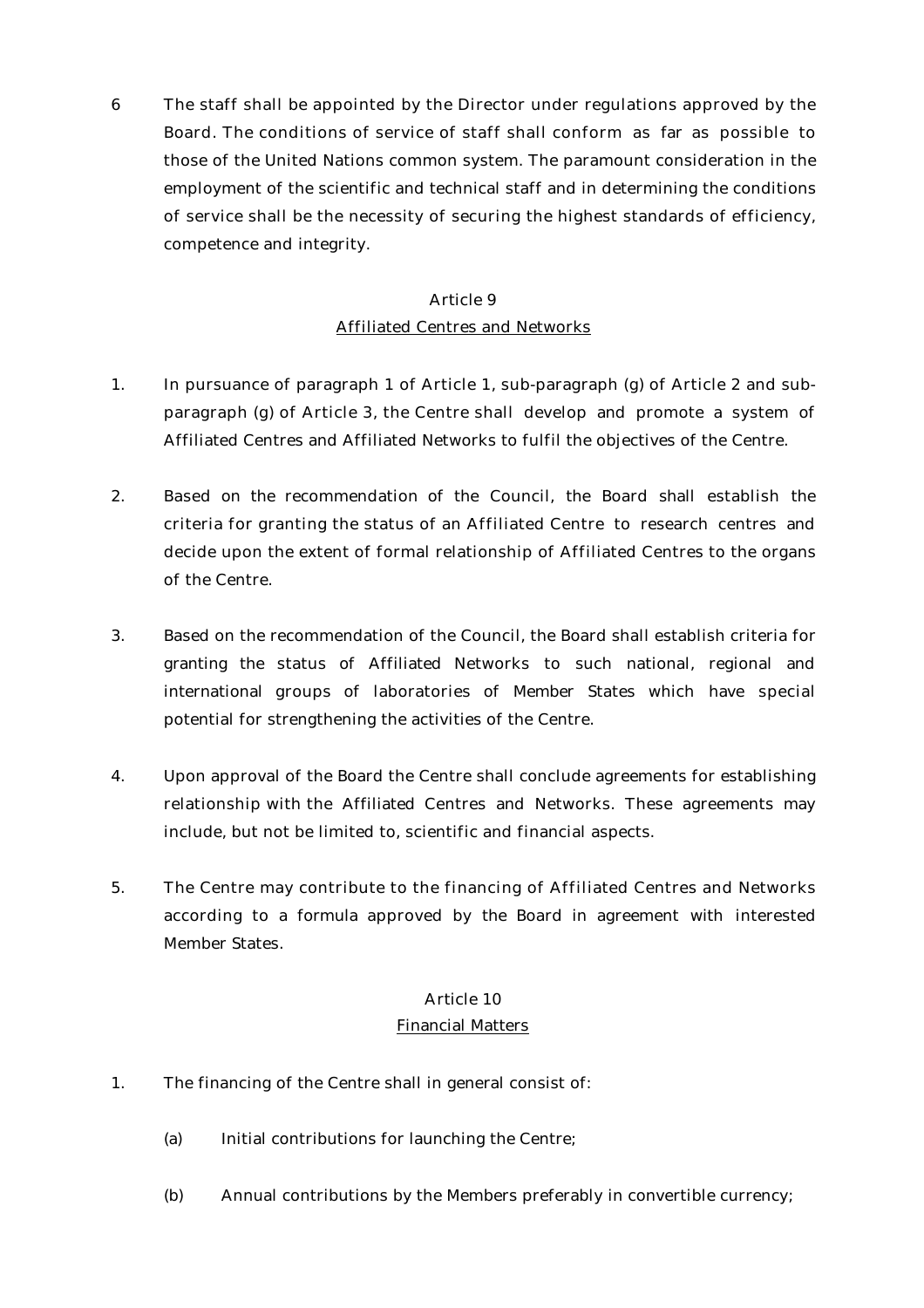6 The staff shall be appointed by the Director under regulations approved by the Board. The conditions of service of staff shall conform as far as possible to those of the United Nations common system. The paramount consideration in the employment of the scientific and technical staff and in determining the conditions of service shall be the necessity of securing the highest standards of efficiency, competence and integrity.

## Article 9
## Affiliated Centres and Networks

1. In pursuance of paragraph 1 of Article 1, sub-paragraph (g) of Article 2 and sub-paragraph (g) of Article 3, the Centre shall develop and promote a system of Affiliated Centres and Affiliated Networks to fulfil the objectives of the Centre.

2. Based on the recommendation of the Council, the Board shall establish the criteria for granting the status of an Affiliated Centre to research centres and decide upon the extent of formal relationship of Affiliated Centres to the organs of the Centre.

3. Based on the recommendation of the Council, the Board shall establish criteria for granting the status of Affiliated Networks to such national, regional and international groups of laboratories of Member States which have special potential for strengthening the activities of the Centre.

4. Upon approval of the Board the Centre shall conclude agreements for establishing relationship with the Affiliated Centres and Networks. These agreements may include, but not be limited to, scientific and financial aspects.

5. The Centre may contribute to the financing of Affiliated Centres and Networks according to a formula approved by the Board in agreement with interested Member States.

## Article 10
## Financial Matters

1. The financing of the Centre shall in general consist of:

   (a) Initial contributions for launching the Centre;

   (b) Annual contributions by the Members preferably in convertible currency;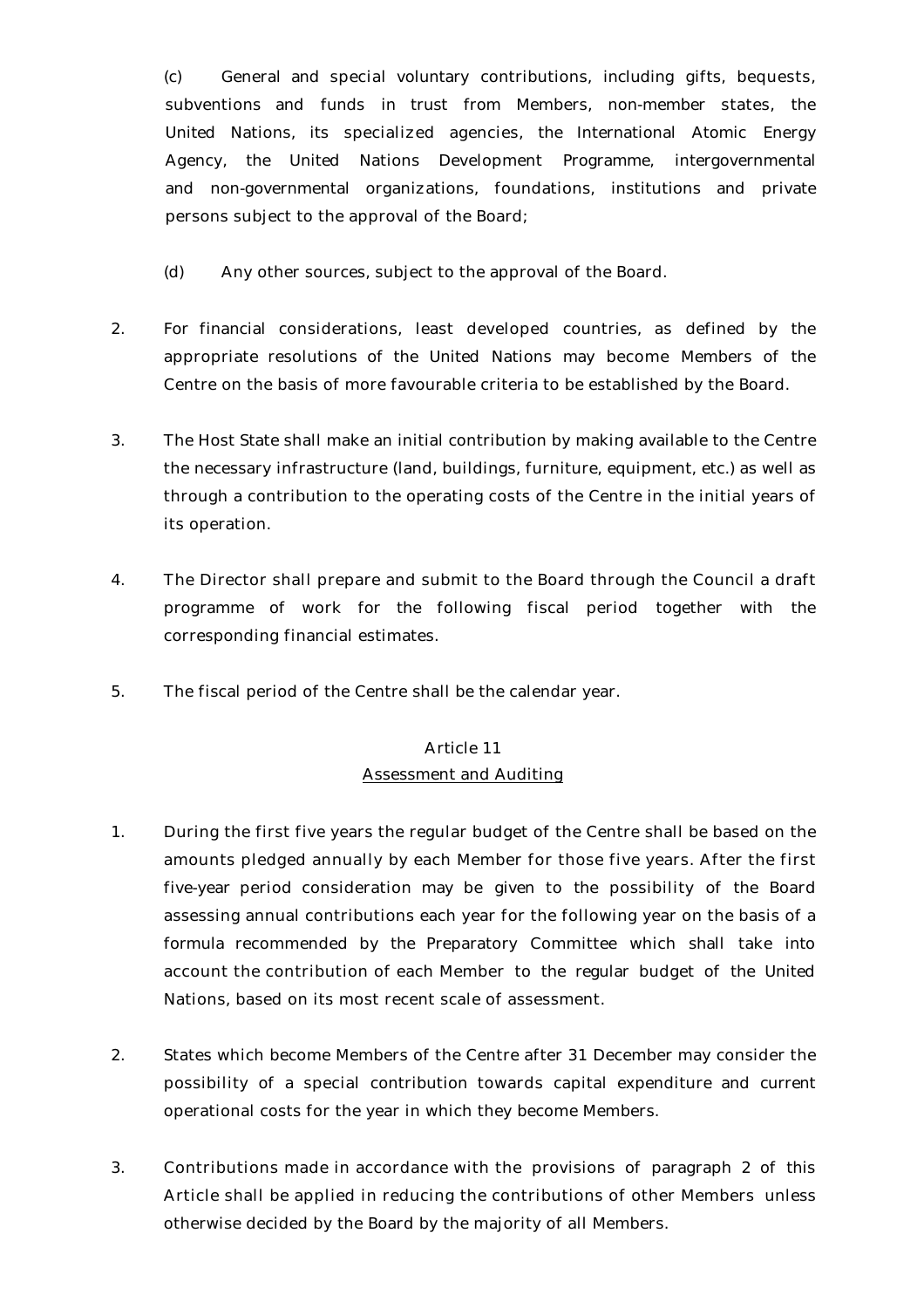(c) General and special voluntary contributions, including gifts, bequests, subventions and funds in trust from Members, non-member states, the United Nations, its specialized agencies, the International Atomic Energy Agency, the United Nations Development Programme, intergovernmental and non-governmental organizations, foundations, institutions and private persons subject to the approval of the Board;

(d) Any other sources, subject to the approval of the Board.

2. For financial considerations, least developed countries, as defined by the appropriate resolutions of the United Nations may become Members of the Centre on the basis of more favourable criteria to be established by the Board.

3. The Host State shall make an initial contribution by making available to the Centre the necessary infrastructure (land, buildings, furniture, equipment, etc.) as well as through a contribution to the operating costs of the Centre in the initial years of its operation.

4. The Director shall prepare and submit to the Board through the Council a draft programme of work for the following fiscal period together with the corresponding financial estimates.

5. The fiscal period of the Centre shall be the calendar year.

## Article 11
## Assessment and Auditing

1. During the first five years the regular budget of the Centre shall be based on the amounts pledged annually by each Member for those five years. After the first five-year period consideration may be given to the possibility of the Board assessing annual contributions each year for the following year on the basis of a formula recommended by the Preparatory Committee which shall take into account the contribution of each Member to the regular budget of the United Nations, based on its most recent scale of assessment.

2. States which become Members of the Centre after 31 December may consider the possibility of a special contribution towards capital expenditure and current operational costs for the year in which they become Members.

3. Contributions made in accordance with the provisions of paragraph 2 of this Article shall be applied in reducing the contributions of other Members unless otherwise decided by the Board by the majority of all Members.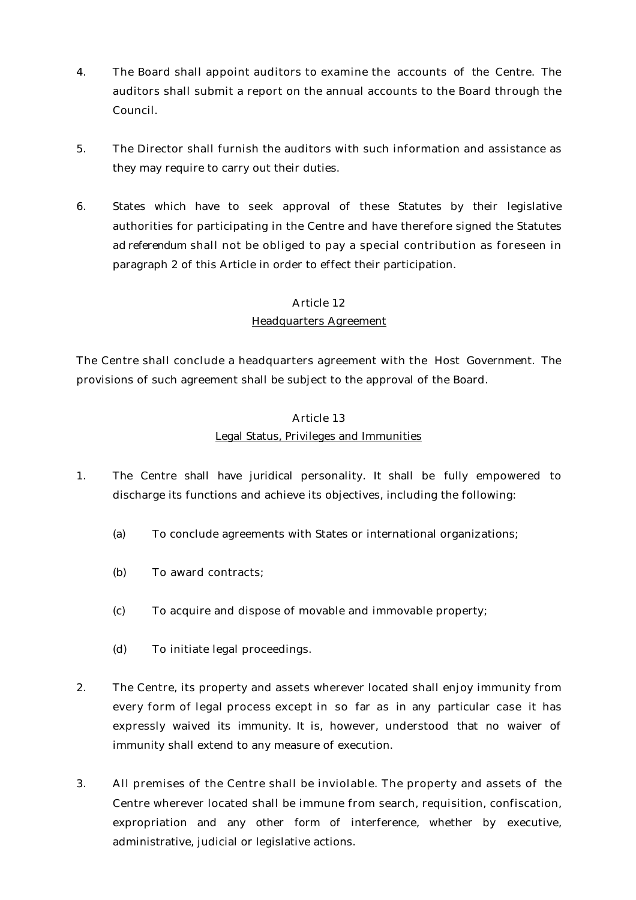4. The Board shall appoint auditors to examine the accounts of the Centre. The auditors shall submit a report on the annual accounts to the Board through the Council.

5. The Director shall furnish the auditors with such information and assistance as they may require to carry out their duties.

6. States which have to seek approval of these Statutes by their legislative authorities for participating in the Centre and have therefore signed the Statutes *ad referendum* shall not be obliged to pay a special contribution as foreseen in paragraph 2 of this Article in order to effect their participation.

### Article 12
### Headquarters Agreement

The Centre shall conclude a headquarters agreement with the Host Government. The provisions of such agreement shall be subject to the approval of the Board.

### Article 13
### Legal Status, Privileges and Immunities

1. The Centre shall have juridical personality. It shall be fully empowered to discharge its functions and achieve its objectives, including the following:

   (a) To conclude agreements with States or international organizations;

   (b) To award contracts;

   (c) To acquire and dispose of movable and immovable property;

   (d) To initiate legal proceedings.

2. The Centre, its property and assets wherever located shall enjoy immunity from every form of legal process except in so far as in any particular case it has expressly waived its immunity. It is, however, understood that no waiver of immunity shall extend to any measure of execution.

3. All premises of the Centre shall be inviolable. The property and assets of the Centre wherever located shall be immune from search, requisition, confiscation, expropriation and any other form of interference, whether by executive, administrative, judicial or legislative actions.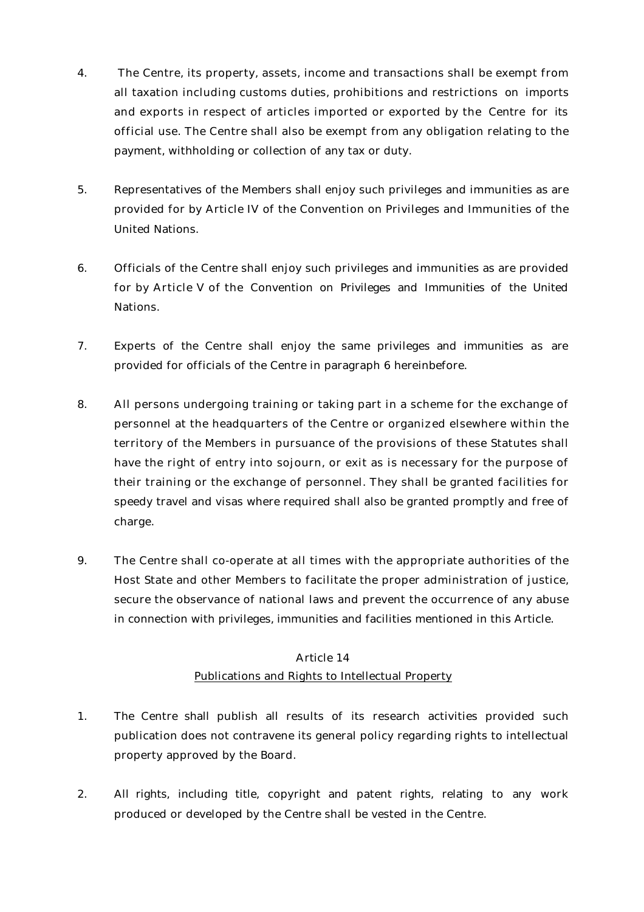4. The Centre, its property, assets, income and transactions shall be exempt from all taxation including customs duties, prohibitions and restrictions on imports and exports in respect of articles imported or exported by the Centre for its official use. The Centre shall also be exempt from any obligation relating to the payment, withholding or collection of any tax or duty.

5. Representatives of the Members shall enjoy such privileges and immunities as are provided for by Article IV of the Convention on Privileges and Immunities of the United Nations.

6. Officials of the Centre shall enjoy such privileges and immunities as are provided for by Article V of the Convention on Privileges and Immunities of the United Nations.

7. Experts of the Centre shall enjoy the same privileges and immunities as are provided for officials of the Centre in paragraph 6 hereinbefore.

8. All persons undergoing training or taking part in a scheme for the exchange of personnel at the headquarters of the Centre or organized elsewhere within the territory of the Members in pursuance of the provisions of these Statutes shall have the right of entry into sojourn, or exit as is necessary for the purpose of their training or the exchange of personnel. They shall be granted facilities for speedy travel and visas where required shall also be granted promptly and free of charge.

9. The Centre shall co-operate at all times with the appropriate authorities of the Host State and other Members to facilitate the proper administration of justice, secure the observance of national laws and prevent the occurrence of any abuse in connection with privileges, immunities and facilities mentioned in this Article.

## Article 14
### Publications and Rights to Intellectual Property

1. The Centre shall publish all results of its research activities provided such publication does not contravene its general policy regarding rights to intellectual property approved by the Board.

2. All rights, including title, copyright and patent rights, relating to any work produced or developed by the Centre shall be vested in the Centre.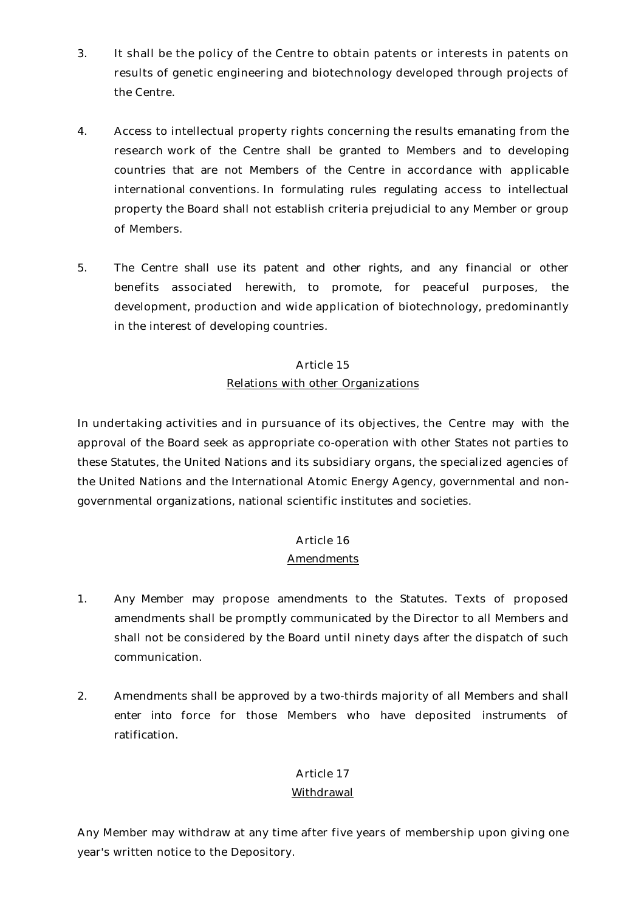3. It shall be the policy of the Centre to obtain patents or interests in patents on results of genetic engineering and biotechnology developed through projects of the Centre.

4. Access to intellectual property rights concerning the results emanating from the research work of the Centre shall be granted to Members and to developing countries that are not Members of the Centre in accordance with applicable international conventions. In formulating rules regulating access to intellectual property the Board shall not establish criteria prejudicial to any Member or group of Members.

5. The Centre shall use its patent and other rights, and any financial or other benefits associated herewith, to promote, for peaceful purposes, the development, production and wide application of biotechnology, predominantly in the interest of developing countries.

## Article 15
## Relations with other Organizations

In undertaking activities and in pursuance of its objectives, the Centre may with the approval of the Board seek as appropriate co-operation with other States not parties to these Statutes, the United Nations and its subsidiary organs, the specialized agencies of the United Nations and the International Atomic Energy Agency, governmental and non-governmental organizations, national scientific institutes and societies.

## Article 16
## Amendments

1. Any Member may propose amendments to the Statutes. Texts of proposed amendments shall be promptly communicated by the Director to all Members and shall not be considered by the Board until ninety days after the dispatch of such communication.

2. Amendments shall be approved by a two-thirds majority of all Members and shall enter into force for those Members who have deposited instruments of ratification.

## Article 17
## Withdrawal

Any Member may withdraw at any time after five years of membership upon giving one year's written notice to the Depository.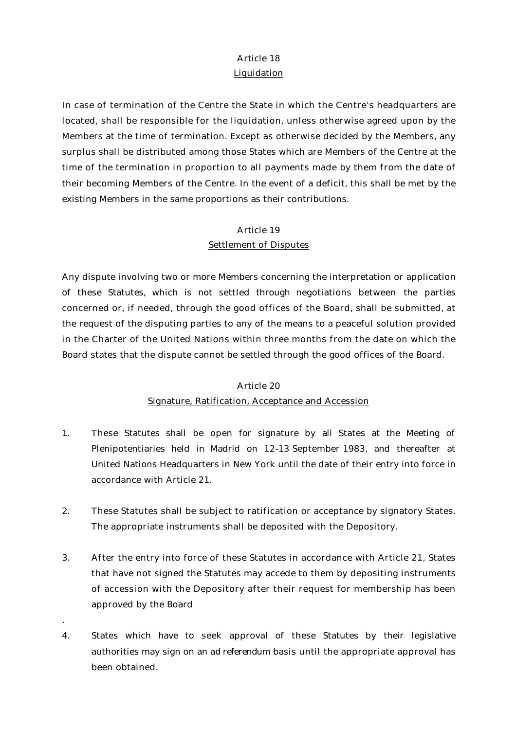Article 18

Liquidation

In case of termination of the Centre the State in which the Centre's headquarters are located, shall be responsible for the liquidation, unless otherwise agreed upon by the Members at the time of termination. Except as otherwise decided by the Members, any surplus shall be distributed among those States which are Members of the Centre at the time of the termination in proportion to all payments made by them from the date of their becoming Members of the Centre. In the event of a deficit, this shall be met by the existing Members in the same proportions as their contributions.

Article 19

Settlement of Disputes

Any dispute involving two or more Members concerning the interpretation or application of these Statutes, which is not settled through negotiations between the parties concerned or, if needed, through the good offices of the Board, shall be submitted, at the request of the disputing parties to any of the means to a peaceful solution provided in the Charter of the United Nations within three months from the date on which the Board states that the dispute cannot be settled through the good offices of the Board.

Article 20

Signature, Ratification, Acceptance and Accession

1. These Statutes shall be open for signature by all States at the Meeting of Plenipotentiaries held in Madrid on 12-13 September 1983, and thereafter at United Nations Headquarters in New York until the date of their entry into force in accordance with Article 21.

2. These Statutes shall be subject to ratification or acceptance by signatory States. The appropriate instruments shall be deposited with the Depository.

3. After the entry into force of these Statutes in accordance with Article 21, States that have not signed the Statutes may accede to them by depositing instruments of accession with the Depository after their request for membership has been approved by the Board

.

4. States which have to seek approval of these Statutes by their legislative authorities may sign on an *ad referendum* basis until the appropriate approval has been obtained.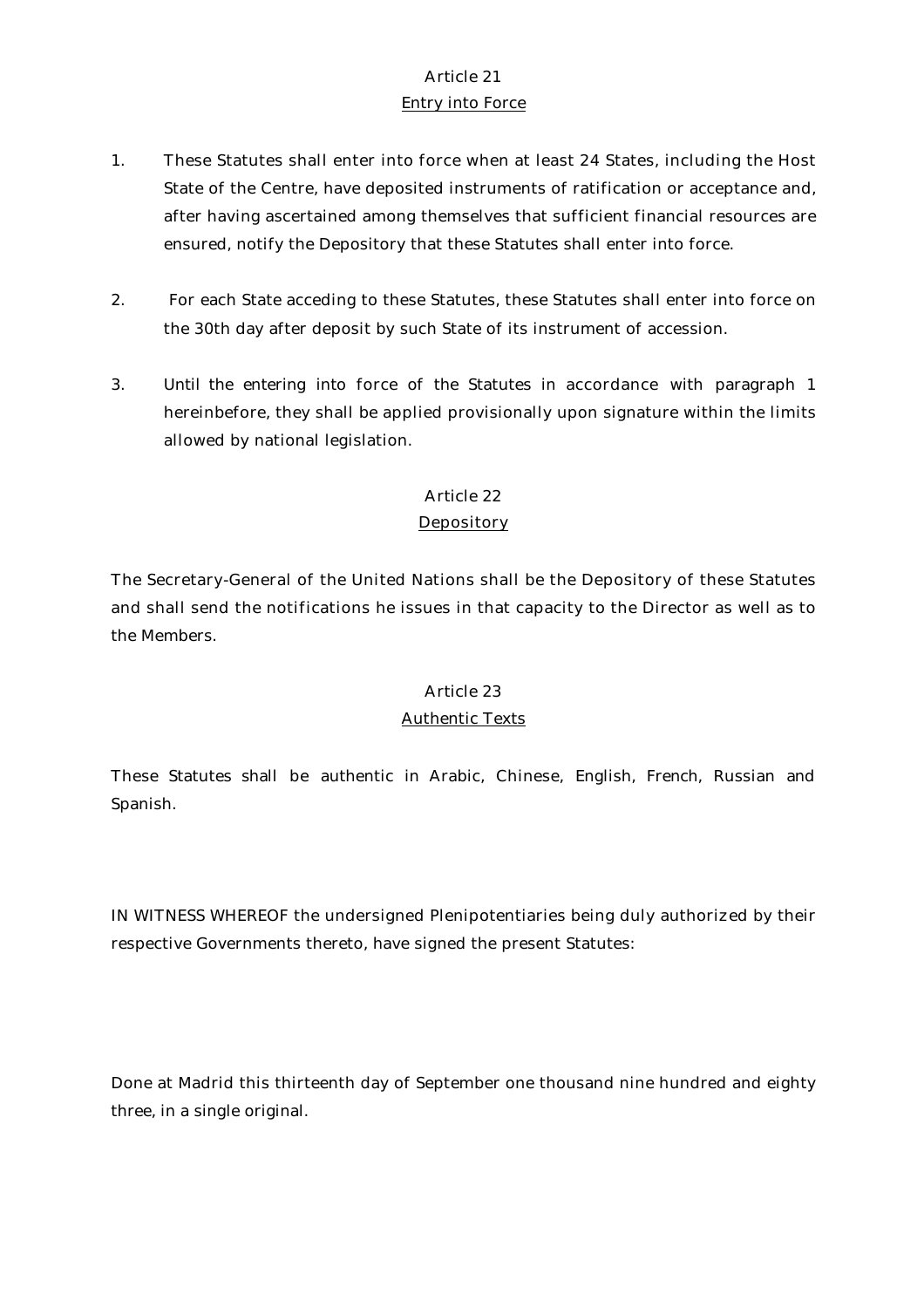Article 21

Entry into Force

1. These Statutes shall enter into force when at least 24 States, including the Host State of the Centre, have deposited instruments of ratification or acceptance and, after having ascertained among themselves that sufficient financial resources are ensured, notify the Depository that these Statutes shall enter into force.

2. For each State acceding to these Statutes, these Statutes shall enter into force on the 30th day after deposit by such State of its instrument of accession.

3. Until the entering into force of the Statutes in accordance with paragraph 1 hereinbefore, they shall be applied provisionally upon signature within the limits allowed by national legislation.

Article 22

Depository

The Secretary-General of the United Nations shall be the Depository of these Statutes and shall send the notifications he issues in that capacity to the Director as well as to the Members.

Article 23

Authentic Texts

These Statutes shall be authentic in Arabic, Chinese, English, French, Russian and Spanish.

IN WITNESS WHEREOF the undersigned Plenipotentiaries being duly authorized by their respective Governments thereto, have signed the present Statutes:

Done at Madrid this thirteenth day of September one thousand nine hundred and eighty three, in a single original.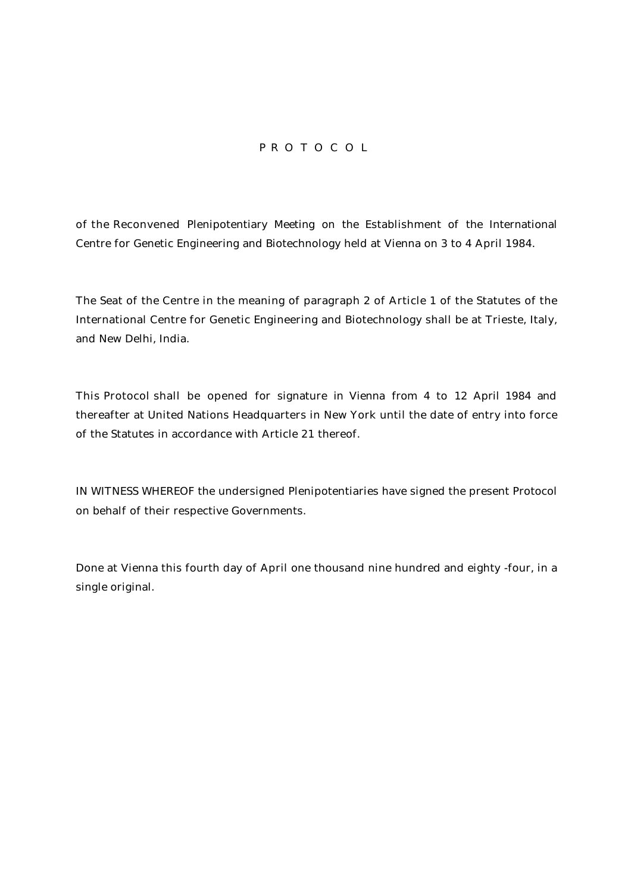# P R O T O C O L

of the Reconvened Plenipotentiary Meeting on the Establishment of the International Centre for Genetic Engineering and Biotechnology held at Vienna on 3 to 4 April 1984.

The Seat of the Centre in the meaning of paragraph 2 of Article 1 of the Statutes of the International Centre for Genetic Engineering and Biotechnology shall be at Trieste, Italy, and New Delhi, India.

This Protocol shall be opened for signature in Vienna from 4 to 12 April 1984 and thereafter at United Nations Headquarters in New York until the date of entry into force of the Statutes in accordance with Article 21 thereof.

IN WITNESS WHEREOF the undersigned Plenipotentiaries have signed the present Protocol on behalf of their respective Governments.

Done at Vienna this fourth day of April one thousand nine hundred and eighty -four, in a single original.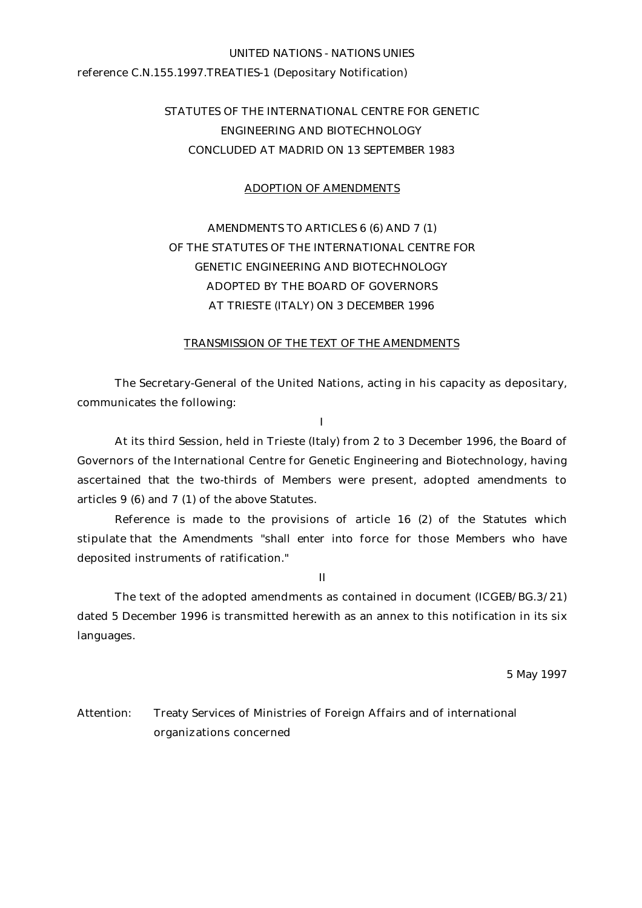UNITED NATIONS - NATIONS UNIES

reference C.N.155.1997.TREATIES-1 (Depositary Notification)

STATUTES OF THE INTERNATIONAL CENTRE FOR GENETIC ENGINEERING AND BIOTECHNOLOGY CONCLUDED AT MADRID ON 13 SEPTEMBER 1983

ADOPTION OF AMENDMENTS

AMENDMENTS TO ARTICLES 6 (6) AND 7 (1) OF THE STATUTES OF THE INTERNATIONAL CENTRE FOR GENETIC ENGINEERING AND BIOTECHNOLOGY ADOPTED BY THE BOARD OF GOVERNORS AT TRIESTE (ITALY) ON 3 DECEMBER 1996

TRANSMISSION OF THE TEXT OF THE AMENDMENTS

The Secretary-General of the United Nations, acting in his capacity as depositary, communicates the following:

I

At its third Session, held in Trieste (Italy) from 2 to 3 December 1996, the Board of Governors of the International Centre for Genetic Engineering and Biotechnology, having ascertained that the two-thirds of Members were present, adopted amendments to articles 9 (6) and 7 (1) of the above Statutes.

Reference is made to the provisions of article 16 (2) of the Statutes which stipulate that the Amendments "shall enter into force for those Members who have deposited instruments of ratification."

II

The text of the adopted amendments as contained in document (ICGEB/BG.3/21) dated 5 December 1996 is transmitted herewith as an annex to this notification in its six languages.

5 May 1997

Attention: Treaty Services of Ministries of Foreign Affairs and of international organizations concerned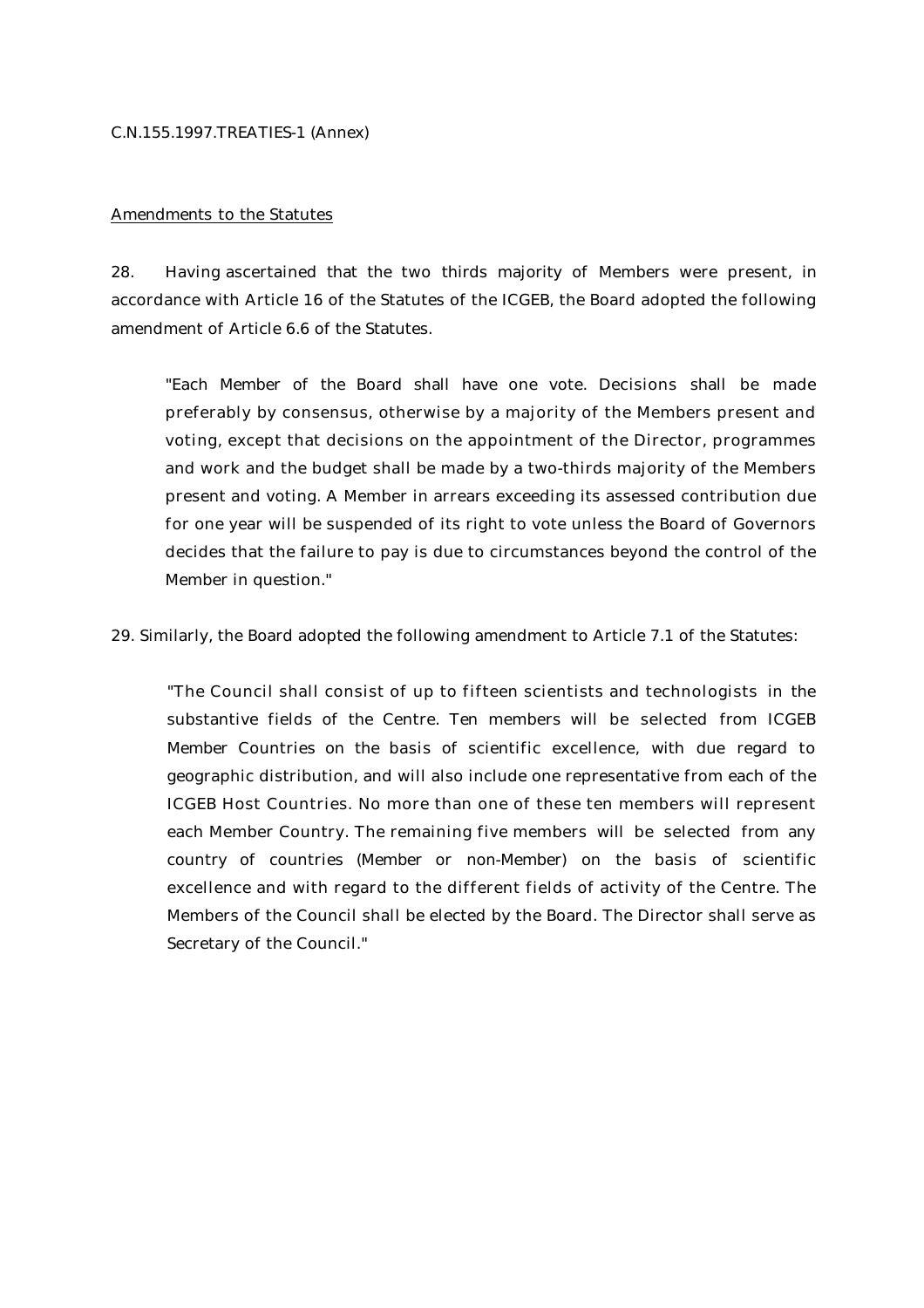C.N.155.1997.TREATIES-1 (Annex)

<u>Amendments to the Statutes</u>

28. Having ascertained that the two thirds majority of Members were present, in accordance with Article 16 of the Statutes of the ICGEB, the Board adopted the following amendment of Article 6.6 of the Statutes.

> "Each Member of the Board shall have one vote. Decisions shall be made preferably by consensus, otherwise by a majority of the Members present and voting, except that decisions on the appointment of the Director, programmes and work and the budget shall be made by a two-thirds majority of the Members present and voting. A Member in arrears exceeding its assessed contribution due for one year will be suspended of its right to vote unless the Board of Governors decides that the failure to pay is due to circumstances beyond the control of the Member in question."

29. Similarly, the Board adopted the following amendment to Article 7.1 of the Statutes:

> "The Council shall consist of up to fifteen scientists and technologists in the substantive fields of the Centre. Ten members will be selected from ICGEB Member Countries on the basis of scientific excellence, with due regard to geographic distribution, and will also include one representative from each of the ICGEB Host Countries. No more than one of these ten members will represent each Member Country. The remaining five members will be selected from any country of countries (Member or non-Member) on the basis of scientific excellence and with regard to the different fields of activity of the Centre. The Members of the Council shall be elected by the Board. The Director shall serve as Secretary of the Council."